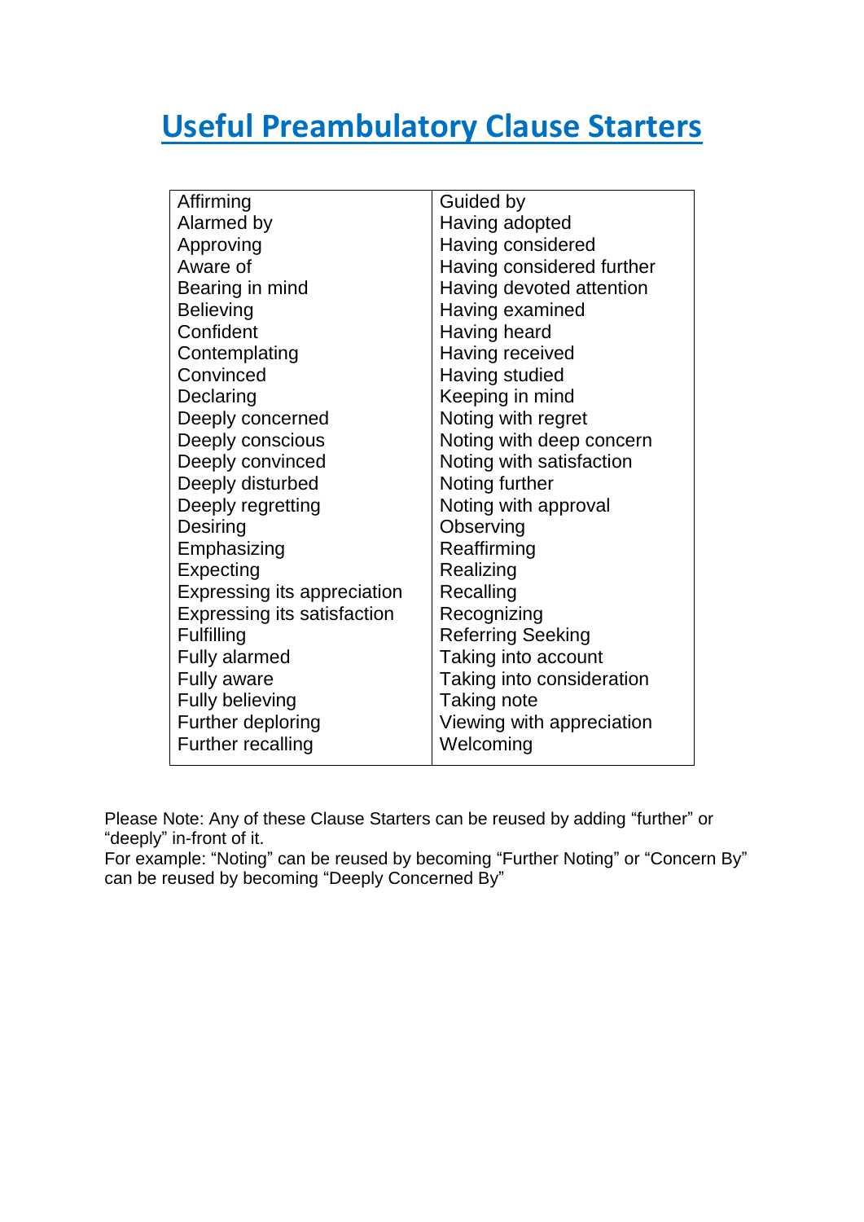# Useful Preambulatory Clause Starters

| Affirming | Guided by |
|---|---|
| Alarmed by | Having adopted |
| Approving | Having considered |
| Aware of | Having considered further |
| Bearing in mind | Having devoted attention |
| Believing | Having examined |
| Confident | Having heard |
| Contemplating | Having received |
| Convinced | Having studied |
| Declaring | Keeping in mind |
| Deeply concerned | Noting with regret |
| Deeply conscious | Noting with deep concern |
| Deeply convinced | Noting with satisfaction |
| Deeply disturbed | Noting further |
| Deeply regretting | Noting with approval |
| Desiring | Observing |
| Emphasizing | Reaffirming |
| Expecting | Realizing |
| Expressing its appreciation | Recalling |
| Expressing its satisfaction | Recognizing |
| Fulfilling | Referring Seeking |
| Fully alarmed | Taking into account |
| Fully aware | Taking into consideration |
| Fully believing | Taking note |
| Further deploring | Viewing with appreciation |
| Further recalling | Welcoming |

Please Note: Any of these Clause Starters can be reused by adding “further” or “deeply” in-front of it.
For example: “Noting” can be reused by becoming “Further Noting” or “Concern By” can be reused by becoming “Deeply Concerned By”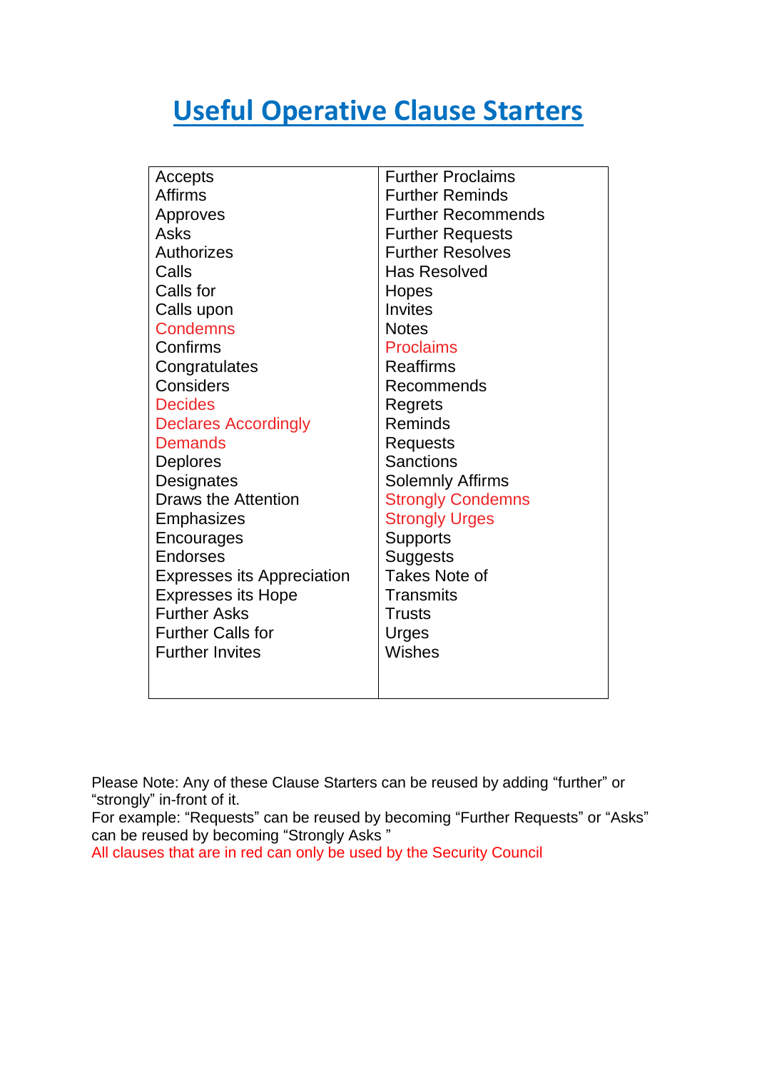# Useful Operative Clause Starters

| | |
|---|---|
| Accepts<br>Affirms<br>Approves<br>Asks<br>Authorizes<br>Calls<br>Calls for<br>Calls upon<br>Condemns<br>Confirms<br>Congratulates<br>Considers<br>Decides<br>Declares Accordingly<br>Demands<br>Deplores<br>Designates<br>Draws the Attention<br>Emphasizes<br>Encourages<br>Endorses<br>Expresses its Appreciation<br>Expresses its Hope<br>Further Asks<br>Further Calls for<br>Further Invites | Further Proclaims<br>Further Reminds<br>Further Recommends<br>Further Requests<br>Further Resolves<br>Has Resolved<br>Hopes<br>Invites<br>Notes<br>Proclaims<br>Reaffirms<br>Recommends<br>Regrets<br>Reminds<br>Requests<br>Sanctions<br>Solemnly Affirms<br>Strongly Condemns<br>Strongly Urges<br>Supports<br>Suggests<br>Takes Note of<br>Transmits<br>Trusts<br>Urges<br>Wishes |

Please Note: Any of these Clause Starters can be reused by adding "further" or "strongly" in-front of it.
For example: "Requests" can be reused by becoming "Further Requests" or "Asks" can be reused by becoming "Strongly Asks "
All clauses that are in red can only be used by the Security Council